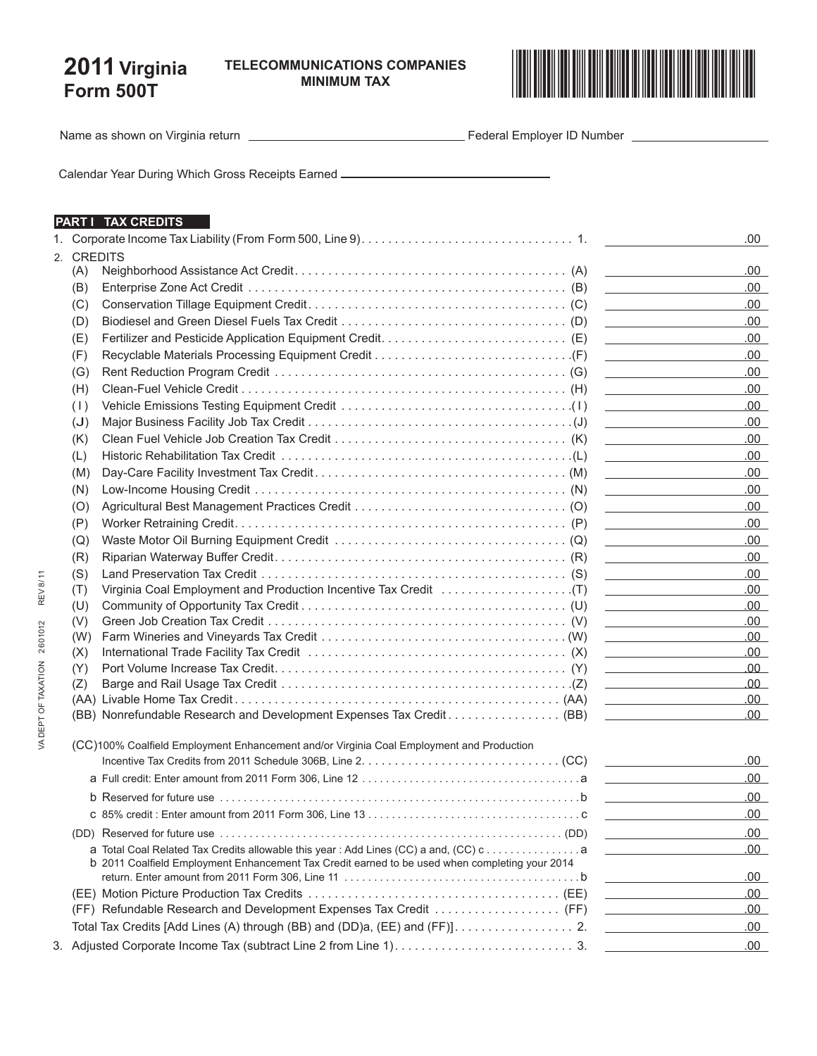# 2011 Virginia Form 500T

**TELECOMMUNICATIONS COMPANIES MINIMUM TAX**

Name as shown on Virginia return \_\_\_\_\_\_\_\_\_\_\_\_\_\_\_\_\_\_\_\_ Federal Employer ID Number \_\_\_\_\_\_\_\_\_\_\_\_\_\_\_\_\_\_\_\_

Calendar Year During Which Gross Receipts Earned \_\_\_\_\_\_\_\_\_\_\_\_\_\_\_\_\_\_\_\_

## PART I TAX CREDITS

| Line | Description | Amount |
|---|---|---|
| 1. | Corporate Income Tax Liability (From Form 500, Line 9) . . . 1. | .00 |
| 2. | CREDITS | |
| (A) | Neighborhood Assistance Act Credit . . . (A) | .00 |
| (B) | Enterprise Zone Act Credit . . . (B) | .00 |
| (C) | Conservation Tillage Equipment Credit . . . (C) | .00 |
| (D) | Biodiesel and Green Diesel Fuels Tax Credit . . . (D) | .00 |
| (E) | Fertilizer and Pesticide Application Equipment Credit . . . (E) | .00 |
| (F) | Recyclable Materials Processing Equipment Credit . . . (F) | .00 |
| (G) | Rent Reduction Program Credit . . . (G) | .00 |
| (H) | Clean-Fuel Vehicle Credit . . . (H) | .00 |
| (I) | Vehicle Emissions Testing Equipment Credit . . . (I) | .00 |
| (J) | Major Business Facility Job Tax Credit . . . (J) | .00 |
| (K) | Clean Fuel Vehicle Job Creation Tax Credit . . . (K) | .00 |
| (L) | Historic Rehabilitation Tax Credit . . . (L) | .00 |
| (M) | Day-Care Facility Investment Tax Credit . . . (M) | .00 |
| (N) | Low-Income Housing Credit . . . (N) | .00 |
| (O) | Agricultural Best Management Practices Credit . . . (O) | .00 |
| (P) | Worker Retraining Credit . . . (P) | .00 |
| (Q) | Waste Motor Oil Burning Equipment Credit . . . (Q) | .00 |
| (R) | Riparian Waterway Buffer Credit . . . (R) | .00 |
| (S) | Land Preservation Tax Credit . . . (S) | .00 |
| (T) | Virginia Coal Employment and Production Incentive Tax Credit . . . (T) | .00 |
| (U) | Community of Opportunity Tax Credit . . . (U) | .00 |
| (V) | Green Job Creation Tax Credit . . . (V) | .00 |
| (W) | Farm Wineries and Vineyards Tax Credit . . . (W) | .00 |
| (X) | International Trade Facility Tax Credit . . . (X) | .00 |
| (Y) | Port Volume Increase Tax Credit . . . (Y) | .00 |
| (Z) | Barge and Rail Usage Tax Credit . . . (Z) | .00 |
| (AA) | Livable Home Tax Credit . . . (AA) | .00 |
| (BB) | Nonrefundable Research and Development Expenses Tax Credit . . . (BB) | .00 |
| (CC) | 100% Coalfield Employment Enhancement and/or Virginia Coal Employment and Production Incentive Tax Credits from 2011 Schedule 306B, Line 2 . . . (CC) | .00 |
| a | Full credit: Enter amount from 2011 Form 306, Line 12 . . . a | .00 |
| b | Reserved for future use . . . b | .00 |
| c | 85% credit : Enter amount from 2011 Form 306, Line 13 . . . c | .00 |
| (DD) | Reserved for future use . . . (DD) | .00 |
| a | Total Coal Related Tax Credits allowable this year : Add Lines (CC) a and, (CC) c . . . a | .00 |
| b | 2011 Coalfield Employment Enhancement Tax Credit earned to be used when completing your 2014 return. Enter amount from 2011 Form 306, Line 11 . . . b | .00 |
| (EE) | Motion Picture Production Tax Credits . . . (EE) | .00 |
| (FF) | Refundable Research and Development Expenses Tax Credit . . . (FF) | .00 |
| | Total Tax Credits [Add Lines (A) through (BB) and (DD)a, (EE) and (FF)] . . . 2. | .00 |
| 3. | Adjusted Corporate Income Tax (subtract Line 2 from Line 1) . . . 3. | .00 |

VA DEPT OF TAXATION 2601012 REV 8/11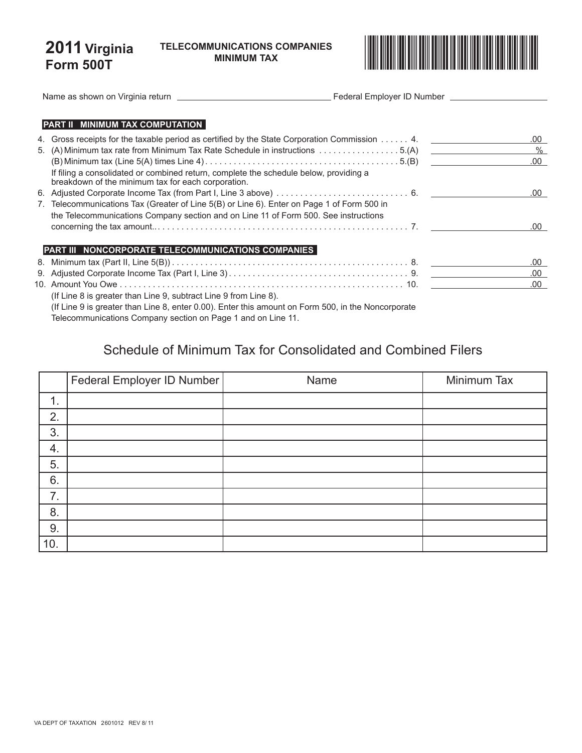# 2011 Virginia Form 500T

**TELECOMMUNICATIONS COMPANIES MINIMUM TAX**

Name as shown on Virginia return \_\_\_\_\_\_\_\_\_\_\_\_\_\_\_\_\_\_\_\_ Federal Employer ID Number \_\_\_\_\_\_\_\_\_\_\_\_\_\_\_\_\_\_\_\_

## PART II MINIMUM TAX COMPUTATION

4. Gross receipts for the taxable period as certified by the State Corporation Commission . . . . . . 4. \_\_\_\_\_\_\_\_\_\_.00
5. (A) Minimum tax rate from Minimum Tax Rate Schedule in instructions . . . . . . . . . . . . . . . . 5.(A) \_\_\_\_\_\_\_\_\_\_%
   (B) Minimum tax (Line 5(A) times Line 4) . . . . . . . . . . . . . . . . . . . . . . . . . . . . . . . . . . . . . . . . 5.(B) \_\_\_\_\_\_\_\_\_\_.00
   If filing a consolidated or combined return, complete the schedule below, providing a breakdown of the minimum tax for each corporation.
6. Adjusted Corporate Income Tax (from Part I, Line 3 above) . . . . . . . . . . . . . . . . . . . . . . . . . . . . 6. \_\_\_\_\_\_\_\_\_\_.00
7. Telecommunications Tax (Greater of Line 5(B) or Line 6). Enter on Page 1 of Form 500 in the Telecommunications Company section and on Line 11 of Form 500. See instructions concerning the tax amount.. . . . . . . . . . . . . . . . . . . . . . . . . . . . . . . . . . . . . . . . . . . . . . . . . . . . . 7. \_\_\_\_\_\_\_\_\_\_.00

## PART III NONCORPORATE TELECOMMUNICATIONS COMPANIES

8. Minimum tax (Part II, Line 5(B)) . . . . . . . . . . . . . . . . . . . . . . . . . . . . . . . . . . . . . . . . . . . . . . . . . 8. \_\_\_\_\_\_\_\_\_\_.00
9. Adjusted Corporate Income Tax (Part I, Line 3) . . . . . . . . . . . . . . . . . . . . . . . . . . . . . . . . . . . . . 9. \_\_\_\_\_\_\_\_\_\_.00
10. Amount You Owe . . . . . . . . . . . . . . . . . . . . . . . . . . . . . . . . . . . . . . . . . . . . . . . . . . . . . . . . . . . . 10. \_\_\_\_\_\_\_\_\_\_.00
    (If Line 8 is greater than Line 9, subtract Line 9 from Line 8).
    (If Line 9 is greater than Line 8, enter 0.00). Enter this amount on Form 500, in the Noncorporate Telecommunications Company section on Page 1 and on Line 11.

## Schedule of Minimum Tax for Consolidated and Combined Filers

| | Federal Employer ID Number | Name | Minimum Tax |
|---|---|---|---|
| 1. | | | |
| 2. | | | |
| 3. | | | |
| 4. | | | |
| 5. | | | |
| 6. | | | |
| 7. | | | |
| 8. | | | |
| 9. | | | |
| 10. | | | |

VA DEPT OF TAXATION 2601012 REV 8/ 11